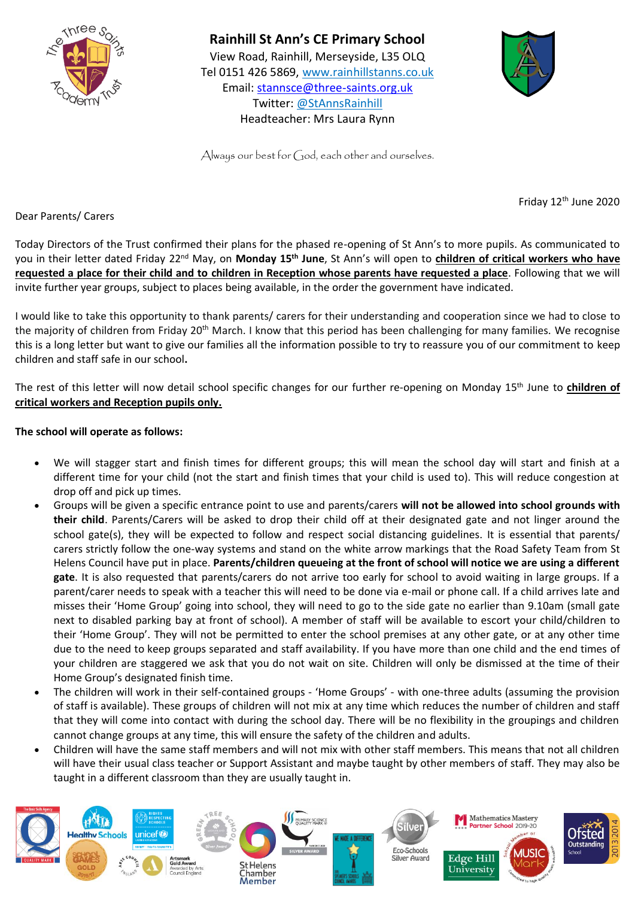# Rainhill St Ann's CE Primary School

View Road, Rainhill, Merseyside, L35 OLQ
Tel 0151 426 5869, www.rainhillstanns.co.uk
Email: stannsce@three-saints.org.uk
Twitter: @StAnnsRainhill
Headteacher: Mrs Laura Rynn

*Always our best for God, each other and ourselves.*

Friday 12th June 2020

Dear Parents/ Carers

Today Directors of the Trust confirmed their plans for the phased re-opening of St Ann's to more pupils. As communicated to you in their letter dated Friday 22nd May, on **Monday 15th June**, St Ann's will open to **children of critical workers who have requested a place for their child and to children in Reception whose parents have requested a place**. Following that we will invite further year groups, subject to places being available, in the order the government have indicated.

I would like to take this opportunity to thank parents/ carers for their understanding and cooperation since we had to close to the majority of children from Friday 20th March. I know that this period has been challenging for many families. We recognise this is a long letter but want to give our families all the information possible to try to reassure you of our commitment to keep children and staff safe in our school.

The rest of this letter will now detail school specific changes for our further re-opening on Monday 15th June to **children of critical workers and Reception pupils only.**

**The school will operate as follows:**

- We will stagger start and finish times for different groups; this will mean the school day will start and finish at a different time for your child (not the start and finish times that your child is used to). This will reduce congestion at drop off and pick up times.
- Groups will be given a specific entrance point to use and parents/carers **will not be allowed into school grounds with their child**. Parents/Carers will be asked to drop their child off at their designated gate and not linger around the school gate(s), they will be expected to follow and respect social distancing guidelines. It is essential that parents/ carers strictly follow the one-way systems and stand on the white arrow markings that the Road Safety Team from St Helens Council have put in place. **Parents/children queueing at the front of school will notice we are using a different gate**. It is also requested that parents/carers do not arrive too early for school to avoid waiting in large groups. If a parent/carer needs to speak with a teacher this will need to be done via e-mail or phone call. If a child arrives late and misses their 'Home Group' going into school, they will need to go to the side gate no earlier than 9.10am (small gate next to disabled parking bay at front of school). A member of staff will be available to escort your child/children to their 'Home Group'. They will not be permitted to enter the school premises at any other gate, or at any other time due to the need to keep groups separated and staff availability. If you have more than one child and the end times of your children are staggered we ask that you do not wait on site. Children will only be dismissed at the time of their Home Group's designated finish time.
- The children will work in their self-contained groups - 'Home Groups' - with one-three adults (assuming the provision of staff is available). These groups of children will not mix at any time which reduces the number of children and staff that they will come into contact with during the school day. There will be no flexibility in the groupings and children cannot change groups at any time, this will ensure the safety of the children and adults.
- Children will have the same staff members and will not mix with other staff members. This means that not all children will have their usual class teacher or Support Assistant and maybe taught by other members of staff. They may also be taught in a different classroom than they are usually taught in.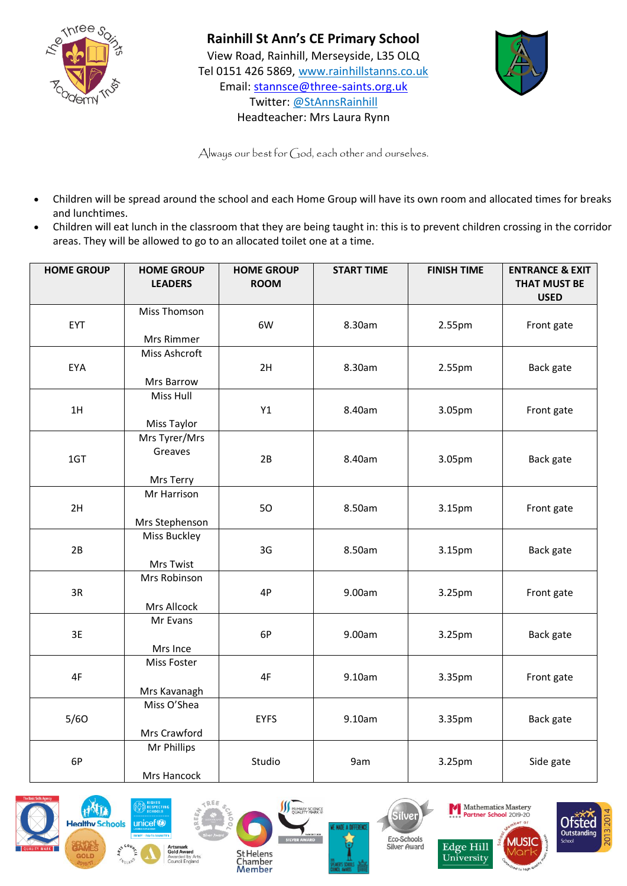**Rainhill St Ann's CE Primary School**
View Road, Rainhill, Merseyside, L35 OLQ
Tel 0151 426 5869, www.rainhillstanns.co.uk
Email: stannsce@three-saints.org.uk
Twitter: @StAnnsRainhill
Headteacher: Mrs Laura Rynn

*Always our best for God, each other and ourselves.*

- Children will be spread around the school and each Home Group will have its own room and allocated times for breaks and lunchtimes.
- Children will eat lunch in the classroom that they are being taught in: this is to prevent children crossing in the corridor areas. They will be allowed to go to an allocated toilet one at a time.

| HOME GROUP | HOME GROUP LEADERS | HOME GROUP ROOM | START TIME | FINISH TIME | ENTRANCE & EXIT THAT MUST BE USED |
|---|---|---|---|---|---|
| EYT | Miss Thomson<br>Mrs Rimmer | 6W | 8.30am | 2.55pm | Front gate |
| EYA | Miss Ashcroft<br>Mrs Barrow | 2H | 8.30am | 2.55pm | Back gate |
| 1H | Miss Hull<br>Miss Taylor | Y1 | 8.40am | 3.05pm | Front gate |
| 1GT | Mrs Tyrer/Mrs Greaves<br>Mrs Terry | 2B | 8.40am | 3.05pm | Back gate |
| 2H | Mr Harrison<br>Mrs Stephenson | 5O | 8.50am | 3.15pm | Front gate |
| 2B | Miss Buckley<br>Mrs Twist | 3G | 8.50am | 3.15pm | Back gate |
| 3R | Mrs Robinson<br>Mrs Allcock | 4P | 9.00am | 3.25pm | Front gate |
| 3E | Mr Evans<br>Mrs Ince | 6P | 9.00am | 3.25pm | Back gate |
| 4F | Miss Foster<br>Mrs Kavanagh | 4F | 9.10am | 3.35pm | Front gate |
| 5/6O | Miss O'Shea<br>Mrs Crawford | EYFS | 9.10am | 3.35pm | Back gate |
| 6P | Mr Phillips<br>Mrs Hancock | Studio | 9am | 3.25pm | Side gate |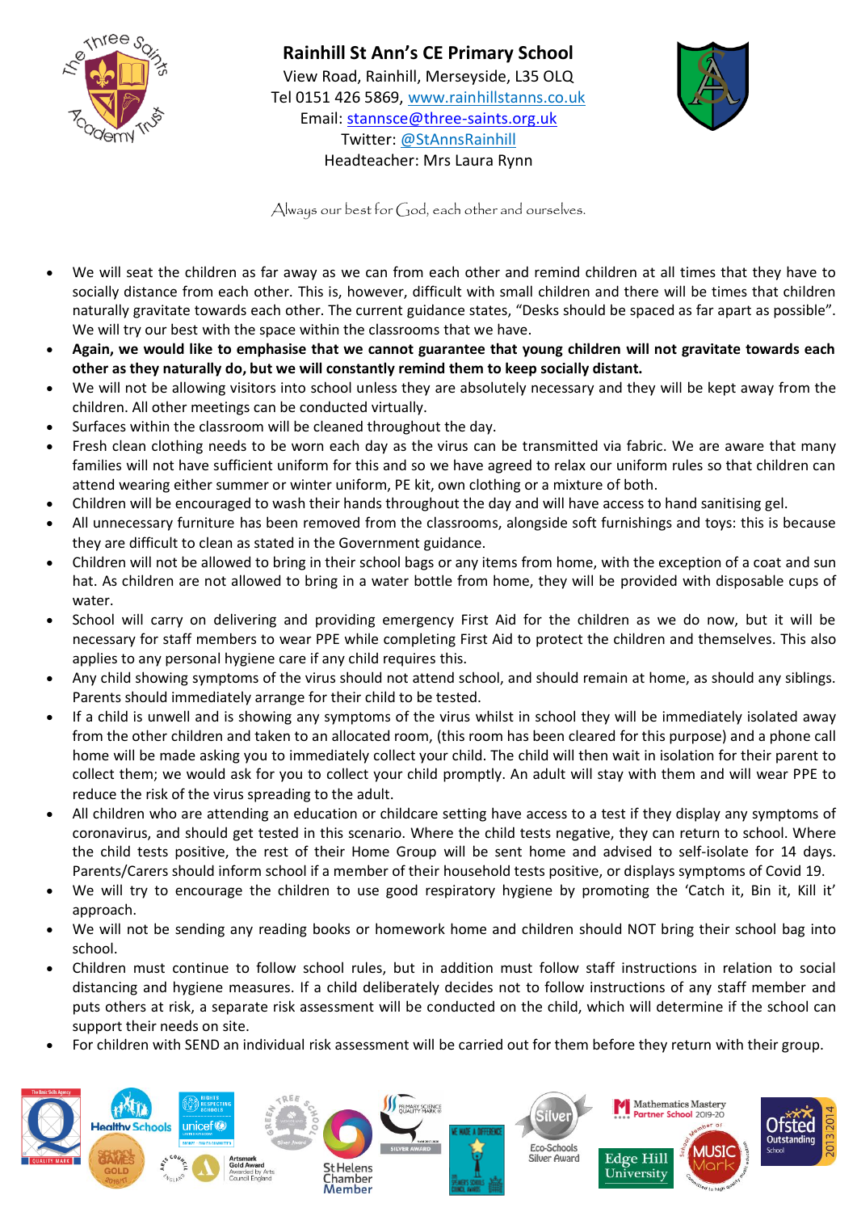**Rainhill St Ann's CE Primary School**

View Road, Rainhill, Merseyside, L35 OLQ
Tel 0151 426 5869, www.rainhillstanns.co.uk
Email: stannsce@three-saints.org.uk
Twitter: @StAnnsRainhill
Headteacher: Mrs Laura Rynn

*Always our best for God, each other and ourselves.*

- We will seat the children as far away as we can from each other and remind children at all times that they have to socially distance from each other. This is, however, difficult with small children and there will be times that children naturally gravitate towards each other. The current guidance states, "Desks should be spaced as far apart as possible". We will try our best with the space within the classrooms that we have.
- **Again, we would like to emphasise that we cannot guarantee that young children will not gravitate towards each other as they naturally do, but we will constantly remind them to keep socially distant.**
- We will not be allowing visitors into school unless they are absolutely necessary and they will be kept away from the children. All other meetings can be conducted virtually.
- Surfaces within the classroom will be cleaned throughout the day.
- Fresh clean clothing needs to be worn each day as the virus can be transmitted via fabric. We are aware that many families will not have sufficient uniform for this and so we have agreed to relax our uniform rules so that children can attend wearing either summer or winter uniform, PE kit, own clothing or a mixture of both.
- Children will be encouraged to wash their hands throughout the day and will have access to hand sanitising gel.
- All unnecessary furniture has been removed from the classrooms, alongside soft furnishings and toys: this is because they are difficult to clean as stated in the Government guidance.
- Children will not be allowed to bring in their school bags or any items from home, with the exception of a coat and sun hat. As children are not allowed to bring in a water bottle from home, they will be provided with disposable cups of water.
- School will carry on delivering and providing emergency First Aid for the children as we do now, but it will be necessary for staff members to wear PPE while completing First Aid to protect the children and themselves. This also applies to any personal hygiene care if any child requires this.
- Any child showing symptoms of the virus should not attend school, and should remain at home, as should any siblings. Parents should immediately arrange for their child to be tested.
- If a child is unwell and is showing any symptoms of the virus whilst in school they will be immediately isolated away from the other children and taken to an allocated room, (this room has been cleared for this purpose) and a phone call home will be made asking you to immediately collect your child. The child will then wait in isolation for their parent to collect them; we would ask for you to collect your child promptly. An adult will stay with them and will wear PPE to reduce the risk of the virus spreading to the adult.
- All children who are attending an education or childcare setting have access to a test if they display any symptoms of coronavirus, and should get tested in this scenario. Where the child tests negative, they can return to school. Where the child tests positive, the rest of their Home Group will be sent home and advised to self-isolate for 14 days. Parents/Carers should inform school if a member of their household tests positive, or displays symptoms of Covid 19.
- We will try to encourage the children to use good respiratory hygiene by promoting the 'Catch it, Bin it, Kill it' approach.
- We will not be sending any reading books or homework home and children should NOT bring their school bag into school.
- Children must continue to follow school rules, but in addition must follow staff instructions in relation to social distancing and hygiene measures. If a child deliberately decides not to follow instructions of any staff member and puts others at risk, a separate risk assessment will be conducted on the child, which will determine if the school can support their needs on site.
- For children with SEND an individual risk assessment will be carried out for them before they return with their group.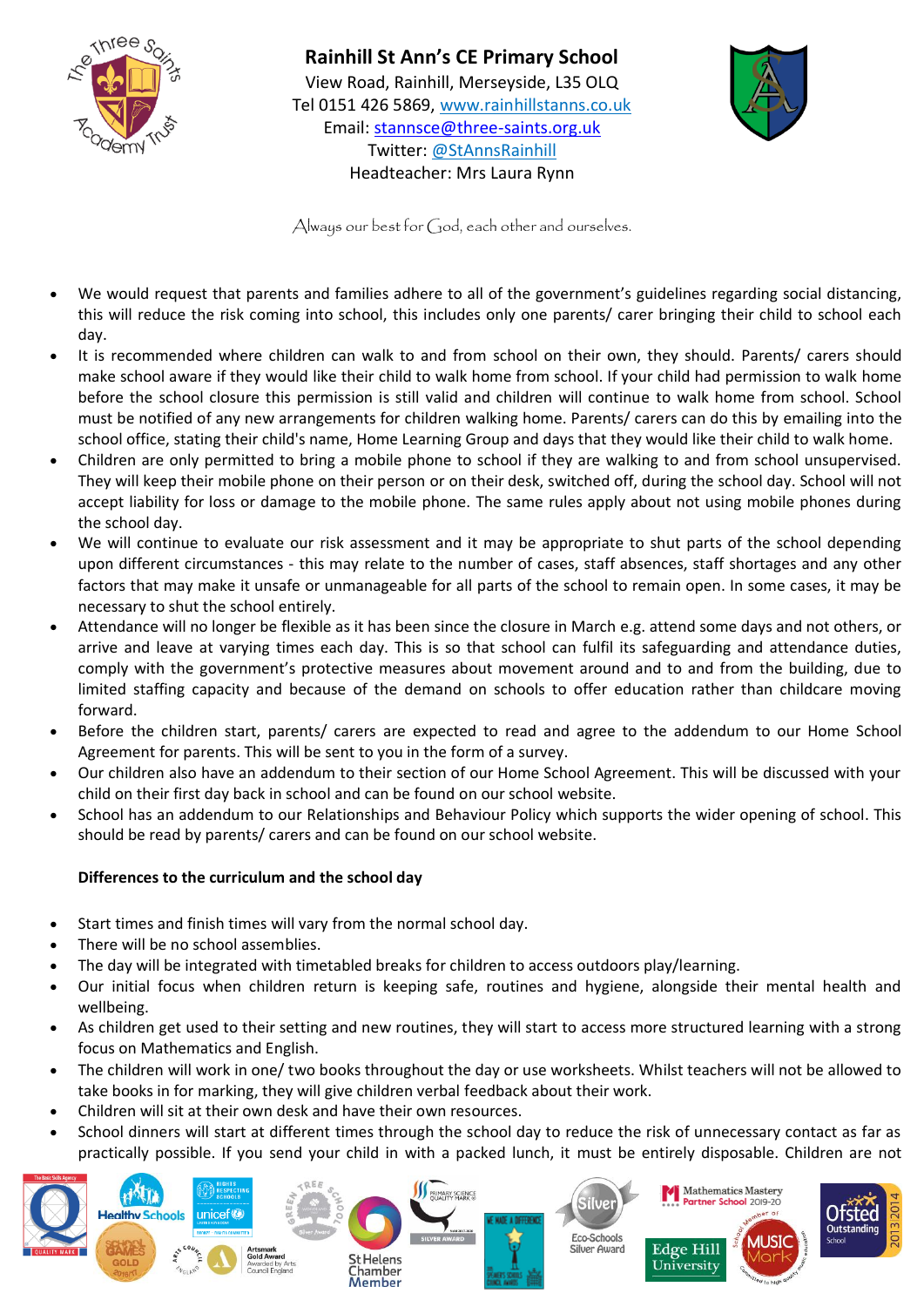- We would request that parents and families adhere to all of the government's guidelines regarding social distancing, this will reduce the risk coming into school, this includes only one parents/ carer bringing their child to school each day.
- It is recommended where children can walk to and from school on their own, they should. Parents/ carers should make school aware if they would like their child to walk home from school. If your child had permission to walk home before the school closure this permission is still valid and children will continue to walk home from school. School must be notified of any new arrangements for children walking home. Parents/ carers can do this by emailing into the school office, stating their child's name, Home Learning Group and days that they would like their child to walk home.
- Children are only permitted to bring a mobile phone to school if they are walking to and from school unsupervised. They will keep their mobile phone on their person or on their desk, switched off, during the school day. School will not accept liability for loss or damage to the mobile phone. The same rules apply about not using mobile phones during the school day.
- We will continue to evaluate our risk assessment and it may be appropriate to shut parts of the school depending upon different circumstances - this may relate to the number of cases, staff absences, staff shortages and any other factors that may make it unsafe or unmanageable for all parts of the school to remain open. In some cases, it may be necessary to shut the school entirely.
- Attendance will no longer be flexible as it has been since the closure in March e.g. attend some days and not others, or arrive and leave at varying times each day. This is so that school can fulfil its safeguarding and attendance duties, comply with the government's protective measures about movement around and to and from the building, due to limited staffing capacity and because of the demand on schools to offer education rather than childcare moving forward.
- Before the children start, parents/ carers are expected to read and agree to the addendum to our Home School Agreement for parents. This will be sent to you in the form of a survey.
- Our children also have an addendum to their section of our Home School Agreement. This will be discussed with your child on their first day back in school and can be found on our school website.
- School has an addendum to our Relationships and Behaviour Policy which supports the wider opening of school. This should be read by parents/ carers and can be found on our school website.

**Differences to the curriculum and the school day**

- Start times and finish times will vary from the normal school day.
- There will be no school assemblies.
- The day will be integrated with timetabled breaks for children to access outdoors play/learning.
- Our initial focus when children return is keeping safe, routines and hygiene, alongside their mental health and wellbeing.
- As children get used to their setting and new routines, they will start to access more structured learning with a strong focus on Mathematics and English.
- The children will work in one/ two books throughout the day or use worksheets. Whilst teachers will not be allowed to take books in for marking, they will give children verbal feedback about their work.
- Children will sit at their own desk and have their own resources.
- School dinners will start at different times through the school day to reduce the risk of unnecessary contact as far as practically possible. If you send your child in with a packed lunch, it must be entirely disposable. Children are not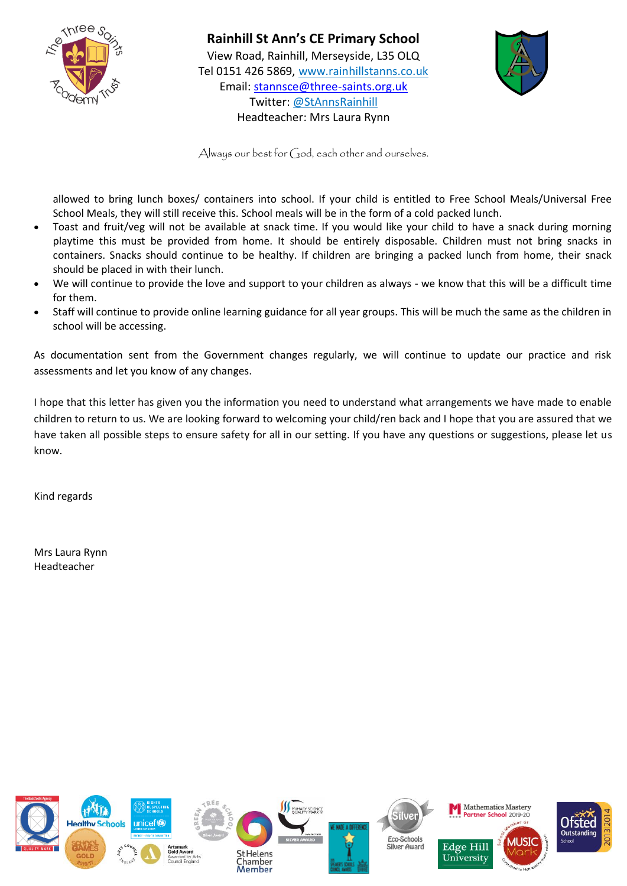allowed to bring lunch boxes/ containers into school. If your child is entitled to Free School Meals/Universal Free School Meals, they will still receive this. School meals will be in the form of a cold packed lunch.

- Toast and fruit/veg will not be available at snack time. If you would like your child to have a snack during morning playtime this must be provided from home. It should be entirely disposable. Children must not bring snacks in containers. Snacks should continue to be healthy. If children are bringing a packed lunch from home, their snack should be placed in with their lunch.
- We will continue to provide the love and support to your children as always - we know that this will be a difficult time for them.
- Staff will continue to provide online learning guidance for all year groups. This will be much the same as the children in school will be accessing.

As documentation sent from the Government changes regularly, we will continue to update our practice and risk assessments and let you know of any changes.

I hope that this letter has given you the information you need to understand what arrangements we have made to enable children to return to us. We are looking forward to welcoming your child/ren back and I hope that you are assured that we have taken all possible steps to ensure safety for all in our setting. If you have any questions or suggestions, please let us know.

Kind regards

Mrs Laura Rynn
Headteacher